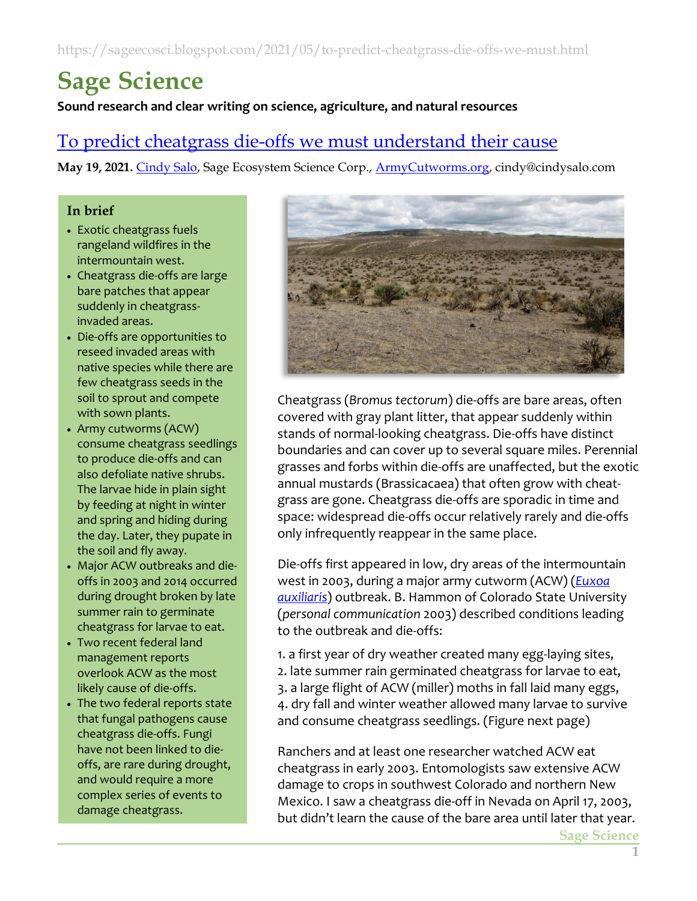https://sageecosci.blogspot.com/2021/05/to-predict-cheatgrass-die-offs-we-must.html

# Sage Science

**Sound research and clear writing on science, agriculture, and natural resources**

## To predict cheatgrass die-offs we must understand their cause

**May 19, 2021.** Cindy Salo, Sage Ecosystem Science Corp., ArmyCutworms.org, cindy@cindysalo.com

### In brief

- Exotic cheatgrass fuels rangeland wildfires in the intermountain west.
- Cheatgrass die-offs are large bare patches that appear suddenly in cheatgrass-invaded areas.
- Die-offs are opportunities to reseed invaded areas with native species while there are few cheatgrass seeds in the soil to sprout and compete with sown plants.
- Army cutworms (ACW) consume cheatgrass seedlings to produce die-offs and can also defoliate native shrubs. The larvae hide in plain sight by feeding at night in winter and spring and hiding during the day. Later, they pupate in the soil and fly away.
- Major ACW outbreaks and die-offs in 2003 and 2014 occurred during drought broken by late summer rain to germinate cheatgrass for larvae to eat.
- Two recent federal land management reports overlook ACW as the most likely cause of die-offs.
- The two federal reports state that fungal pathogens cause cheatgrass die-offs. Fungi have not been linked to die-offs, are rare during drought, and would require a more complex series of events to damage cheatgrass.

Cheatgrass (*Bromus tectorum*) die-offs are bare areas, often covered with gray plant litter, that appear suddenly within stands of normal-looking cheatgrass. Die-offs have distinct boundaries and can cover up to several square miles. Perennial grasses and forbs within die-offs are unaffected, but the exotic annual mustards (Brassicacaea) that often grow with cheatgrass are gone. Cheatgrass die-offs are sporadic in time and space: widespread die-offs occur relatively rarely and die-offs only infrequently reappear in the same place.

Die-offs first appeared in low, dry areas of the intermountain west in 2003, during a major army cutworm (ACW) (*Euxoa auxiliaris*) outbreak. B. Hammon of Colorado State University (*personal communication* 2003) described conditions leading to the outbreak and die-offs:

1. a first year of dry weather created many egg-laying sites,
2. late summer rain germinated cheatgrass for larvae to eat,
3. a large flight of ACW (miller) moths in fall laid many eggs,
4. dry fall and winter weather allowed many larvae to survive and consume cheatgrass seedlings. (Figure next page)

Ranchers and at least one researcher watched ACW eat cheatgrass in early 2003. Entomologists saw extensive ACW damage to crops in southwest Colorado and northern New Mexico. I saw a cheatgrass die-off in Nevada on April 17, 2003, but didn't learn the cause of the bare area until later that year.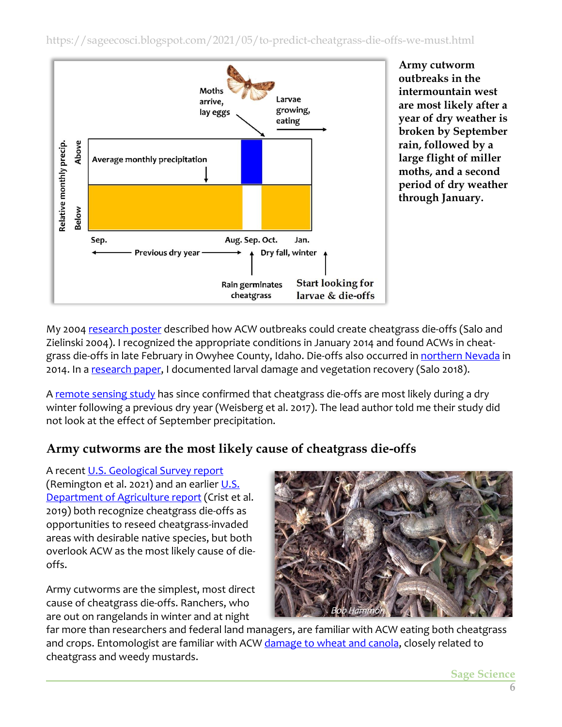Army cutworm outbreaks in the intermountain west are most likely after a year of dry weather is broken by September rain, followed by a large flight of miller moths, and a second period of dry weather through January.

My 2004 research poster described how ACW outbreaks could create cheatgrass die-offs (Salo and Zielinski 2004). I recognized the appropriate conditions in January 2014 and found ACWs in cheat-grass die-offs in late February in Owyhee County, Idaho. Die-offs also occurred in northern Nevada in 2014. In a research paper, I documented larval damage and vegetation recovery (Salo 2018).

A remote sensing study has since confirmed that cheatgrass die-offs are most likely during a dry winter following a previous dry year (Weisberg et al. 2017). The lead author told me their study did not look at the effect of September precipitation.

## Army cutworms are the most likely cause of cheatgrass die-offs

A recent U.S. Geological Survey report (Remington et al. 2021) and an earlier U.S. Department of Agriculture report (Crist et al. 2019) both recognize cheatgrass die-offs as opportunities to reseed cheatgrass-invaded areas with desirable native species, but both overlook ACW as the most likely cause of die-offs.

Army cutworms are the simplest, most direct cause of cheatgrass die-offs. Ranchers, who are out on rangelands in winter and at night far more than researchers and federal land managers, are familiar with ACW eating both cheatgrass and crops. Entomologist are familiar with ACW damage to wheat and canola, closely related to cheatgrass and weedy mustards.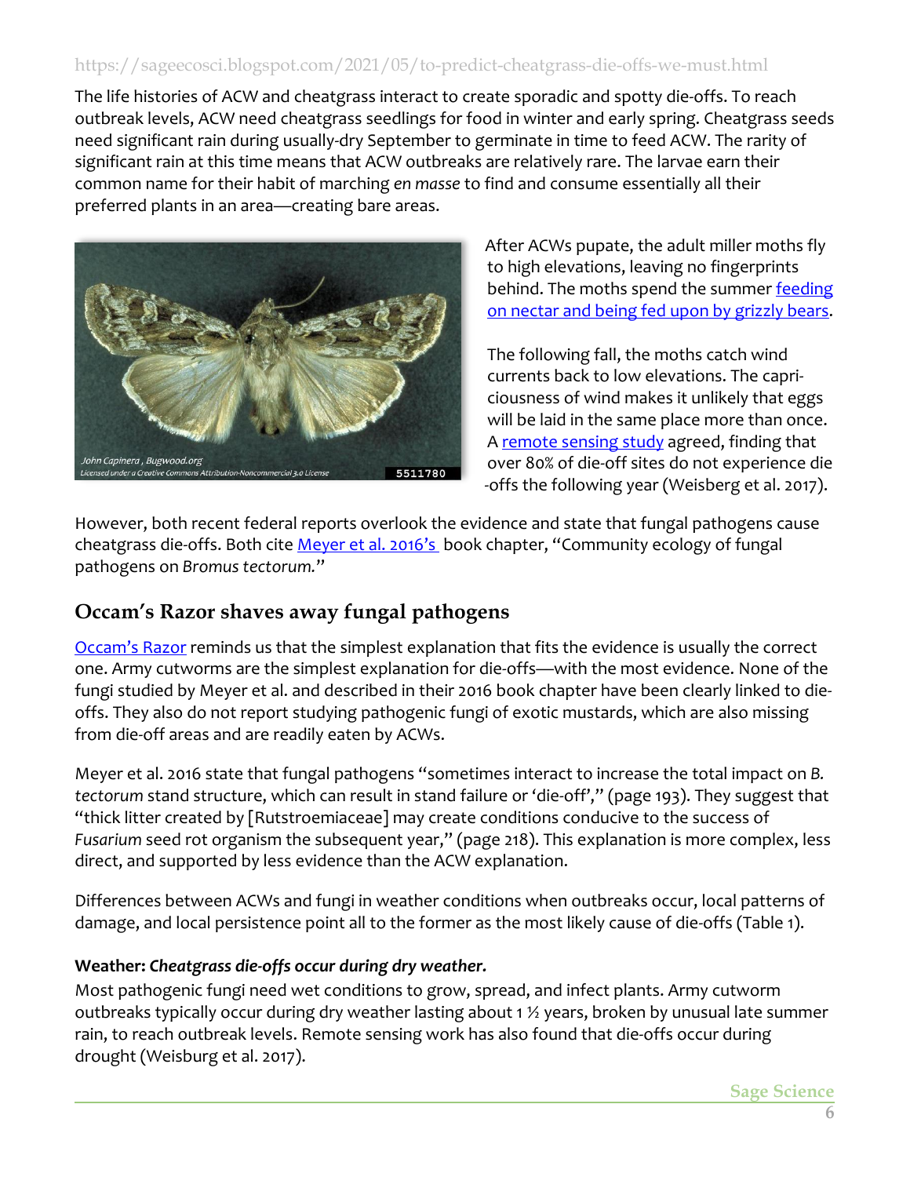https://sageecosci.blogspot.com/2021/05/to-predict-cheatgrass-die-offs-we-must.html

The life histories of ACW and cheatgrass interact to create sporadic and spotty die-offs. To reach outbreak levels, ACW need cheatgrass seedlings for food in winter and early spring. Cheatgrass seeds need significant rain during usually-dry September to germinate in time to feed ACW. The rarity of significant rain at this time means that ACW outbreaks are relatively rare. The larvae earn their common name for their habit of marching *en masse* to find and consume essentially all their preferred plants in an area—creating bare areas.

John Capinera, Bugwood.org
Licensed under a Creative Commons Attribution-Noncommercial 3.0 License 5511780

After ACWs pupate, the adult miller moths fly to high elevations, leaving no fingerprints behind. The moths spend the summer feeding on nectar and being fed upon by grizzly bears.

The following fall, the moths catch wind currents back to low elevations. The capriciousness of wind makes it unlikely that eggs will be laid in the same place more than once. A remote sensing study agreed, finding that over 80% of die-off sites do not experience die-offs the following year (Weisberg et al. 2017).

However, both recent federal reports overlook the evidence and state that fungal pathogens cause cheatgrass die-offs. Both cite Meyer et al. 2016's book chapter, "Community ecology of fungal pathogens on *Bromus tectorum.*"

## Occam's Razor shaves away fungal pathogens

Occam's Razor reminds us that the simplest explanation that fits the evidence is usually the correct one. Army cutworms are the simplest explanation for die-offs—with the most evidence. None of the fungi studied by Meyer et al. and described in their 2016 book chapter have been clearly linked to die-offs. They also do not report studying pathogenic fungi of exotic mustards, which are also missing from die-off areas and are readily eaten by ACWs.

Meyer et al. 2016 state that fungal pathogens "sometimes interact to increase the total impact on *B. tectorum* stand structure, which can result in stand failure or 'die-off'," (page 193). They suggest that "thick litter created by [Rutstroemiaceae] may create conditions conducive to the success of *Fusarium* seed rot organism the subsequent year," (page 218). This explanation is more complex, less direct, and supported by less evidence than the ACW explanation.

Differences between ACWs and fungi in weather conditions when outbreaks occur, local patterns of damage, and local persistence point all to the former as the most likely cause of die-offs (Table 1).

**Weather: *Cheatgrass die-offs occur during dry weather.***

Most pathogenic fungi need wet conditions to grow, spread, and infect plants. Army cutworm outbreaks typically occur during dry weather lasting about 1 ½ years, broken by unusual late summer rain, to reach outbreak levels. Remote sensing work has also found that die-offs occur during drought (Weisburg et al. 2017).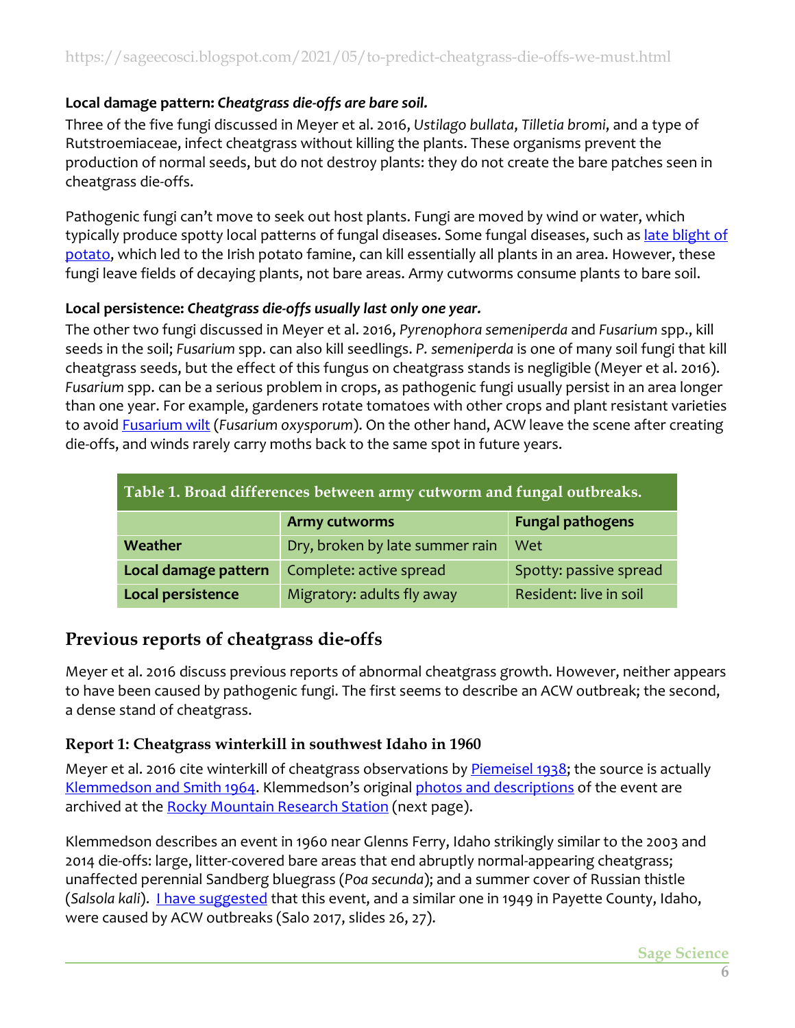**Local damage pattern:** ***Cheatgrass die-offs are bare soil.***

Three of the five fungi discussed in Meyer et al. 2016, *Ustilago bullata*, *Tilletia bromi*, and a type of Rutstroemiaceae, infect cheatgrass without killing the plants. These organisms prevent the production of normal seeds, but do not destroy plants: they do not create the bare patches seen in cheatgrass die-offs.

Pathogenic fungi can't move to seek out host plants. Fungi are moved by wind or water, which typically produce spotty local patterns of fungal diseases. Some fungal diseases, such as late blight of potato, which led to the Irish potato famine, can kill essentially all plants in an area. However, these fungi leave fields of decaying plants, not bare areas. Army cutworms consume plants to bare soil.

**Local persistence:** ***Cheatgrass die-offs usually last only one year.***

The other two fungi discussed in Meyer et al. 2016, *Pyrenophora semeniperda* and *Fusarium* spp., kill seeds in the soil; *Fusarium* spp. can also kill seedlings. *P. semeniperda* is one of many soil fungi that kill cheatgrass seeds, but the effect of this fungus on cheatgrass stands is negligible (Meyer et al. 2016). *Fusarium* spp. can be a serious problem in crops, as pathogenic fungi usually persist in an area longer than one year. For example, gardeners rotate tomatoes with other crops and plant resistant varieties to avoid Fusarium wilt (*Fusarium oxysporum*). On the other hand, ACW leave the scene after creating die-offs, and winds rarely carry moths back to the same spot in future years.

**Table 1. Broad differences between army cutworm and fungal outbreaks.**

| | Army cutworms | Fungal pathogens |
|---|---|---|
| **Weather** | Dry, broken by late summer rain | Wet |
| **Local damage pattern** | Complete: active spread | Spotty: passive spread |
| **Local persistence** | Migratory: adults fly away | Resident: live in soil |

## Previous reports of cheatgrass die-offs

Meyer et al. 2016 discuss previous reports of abnormal cheatgrass growth. However, neither appears to have been caused by pathogenic fungi. The first seems to describe an ACW outbreak; the second, a dense stand of cheatgrass.

### Report 1: Cheatgrass winterkill in southwest Idaho in 1960

Meyer et al. 2016 cite winterkill of cheatgrass observations by Piemeisel 1938; the source is actually Klemmedson and Smith 1964. Klemmedson's original photos and descriptions of the event are archived at the Rocky Mountain Research Station (next page).

Klemmedson describes an event in 1960 near Glenns Ferry, Idaho strikingly similar to the 2003 and 2014 die-offs: large, litter-covered bare areas that end abruptly normal-appearing cheatgrass; unaffected perennial Sandberg bluegrass (*Poa secunda*); and a summer cover of Russian thistle (*Salsola kali*). I have suggested that this event, and a similar one in 1949 in Payette County, Idaho, were caused by ACW outbreaks (Salo 2017, slides 26, 27).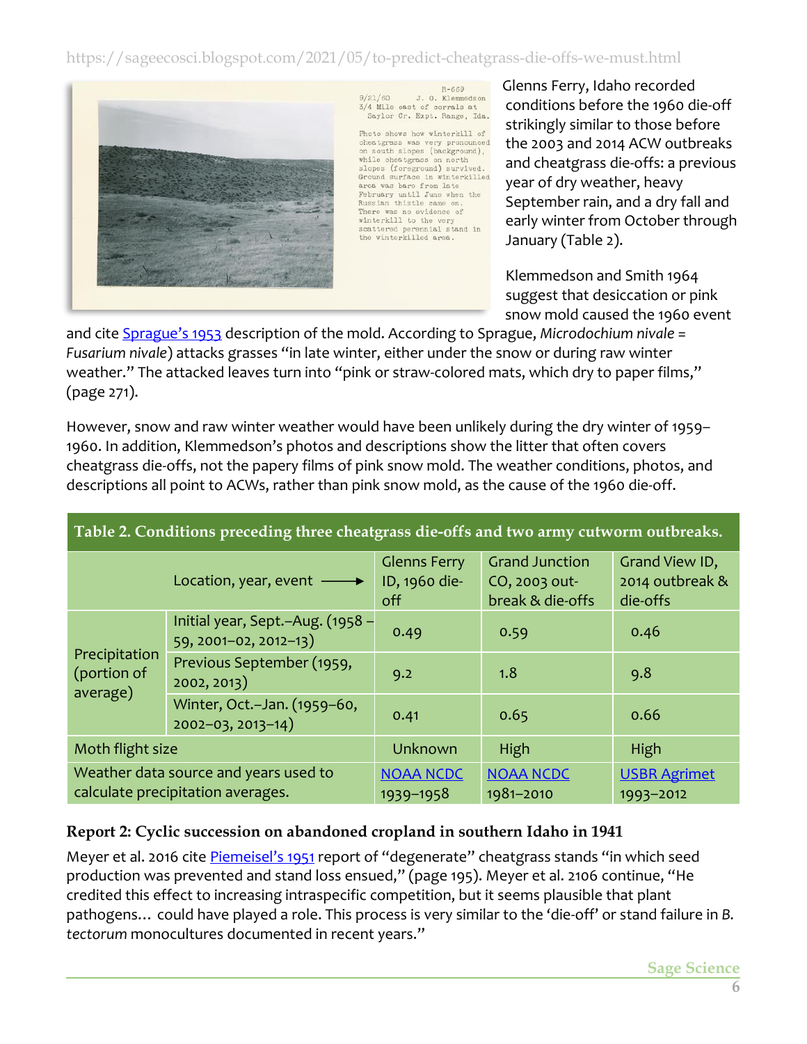https://sageecosci.blogspot.com/2021/05/to-predict-cheatgrass-die-offs-we-must.html

R-669
9/21/60 J. O. Klemmedson
3/4 Mile east of corrals at
Saylor Cr. Expt. Range, Ida.

Photo shows how winterkill of cheatgrass was very pronounced on south slopes (background), while cheatgrass on north slopes (foreground) survived. Ground surface in winterkilled area was bare from late February until June when the Russian thistle came on. There was no evidence of winterkill to the very scattered perennial stand in the winterkilled area.

Glenns Ferry, Idaho recorded conditions before the 1960 die-off strikingly similar to those before the 2003 and 2014 ACW outbreaks and cheatgrass die-offs: a previous year of dry weather, heavy September rain, and a dry fall and early winter from October through January (Table 2).

Klemmedson and Smith 1964 suggest that desiccation or pink snow mold caused the 1960 event and cite [Sprague's 1953](#) description of the mold. According to Sprague, *Microdochium nivale = Fusarium nivale*) attacks grasses "in late winter, either under the snow or during raw winter weather." The attacked leaves turn into "pink or straw-colored mats, which dry to paper films," (page 271).

However, snow and raw winter weather would have been unlikely during the dry winter of 1959–1960. In addition, Klemmedson's photos and descriptions show the litter that often covers cheatgrass die-offs, not the papery films of pink snow mold. The weather conditions, photos, and descriptions all point to ACWs, rather than pink snow mold, as the cause of the 1960 die-off.

**Table 2. Conditions preceding three cheatgrass die-offs and two army cutworm outbreaks.**

| | Location, year, event ⟶ | Glenns Ferry ID, 1960 die-off | Grand Junction CO, 2003 out-break & die-offs | Grand View ID, 2014 outbreak & die-offs |
|---|---|---|---|---|
| Precipitation (portion of average) | Initial year, Sept.–Aug. (1958 – 59, 2001–02, 2012–13) | 0.49 | 0.59 | 0.46 |
| | Previous September (1959, 2002, 2013) | 9.2 | 1.8 | 9.8 |
| | Winter, Oct.–Jan. (1959–60, 2002–03, 2013–14) | 0.41 | 0.65 | 0.66 |
| Moth flight size | | Unknown | High | High |
| Weather data source and years used to calculate precipitation averages. | | NOAA NCDC 1939–1958 | NOAA NCDC 1981–2010 | USBR Agrimet 1993–2012 |

### Report 2: Cyclic succession on abandoned cropland in southern Idaho in 1941

Meyer et al. 2016 cite [Piemeisel's 1951](#) report of "degenerate" cheatgrass stands "in which seed production was prevented and stand loss ensued," (page 195). Meyer et al. 2106 continue, "He credited this effect to increasing intraspecific competition, but it seems plausible that plant pathogens… could have played a role. This process is very similar to the 'die-off' or stand failure in *B. tectorum* monocultures documented in recent years."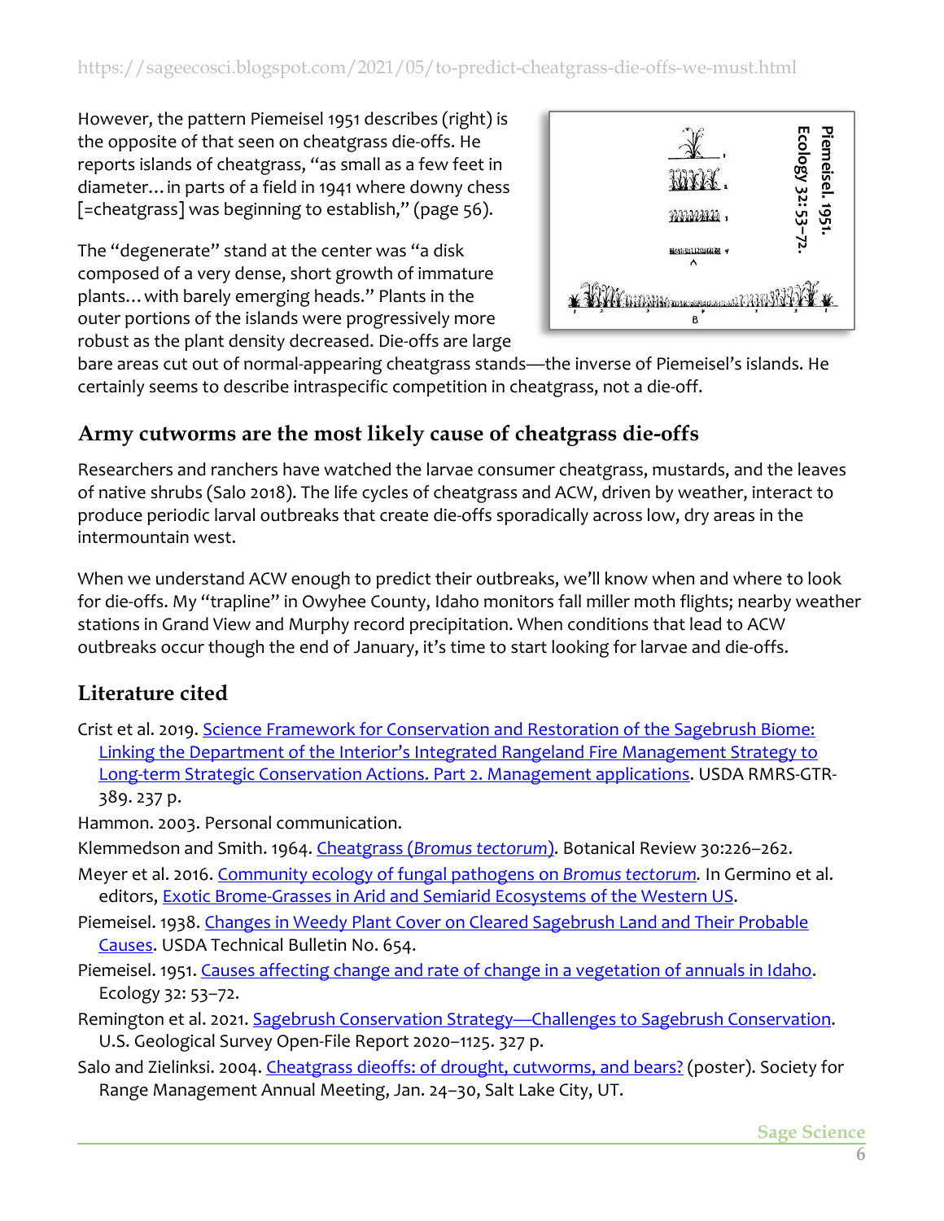However, the pattern Piemeisel 1951 describes (right) is the opposite of that seen on cheatgrass die-offs. He reports islands of cheatgrass, "as small as a few feet in diameter… in parts of a field in 1941 where downy chess [=cheatgrass] was beginning to establish," (page 56).

Piemeisel. 1951. Ecology 32: 53–72.

The "degenerate" stand at the center was "a disk composed of a very dense, short growth of immature plants… with barely emerging heads." Plants in the outer portions of the islands were progressively more robust as the plant density decreased. Die-offs are large bare areas cut out of normal-appearing cheatgrass stands—the inverse of Piemeisel's islands. He certainly seems to describe intraspecific competition in cheatgrass, not a die-off.

## Army cutworms are the most likely cause of cheatgrass die-offs

Researchers and ranchers have watched the larvae consumer cheatgrass, mustards, and the leaves of native shrubs (Salo 2018). The life cycles of cheatgrass and ACW, driven by weather, interact to produce periodic larval outbreaks that create die-offs sporadically across low, dry areas in the intermountain west.

When we understand ACW enough to predict their outbreaks, we'll know when and where to look for die-offs. My "trapline" in Owyhee County, Idaho monitors fall miller moth flights; nearby weather stations in Grand View and Murphy record precipitation. When conditions that lead to ACW outbreaks occur though the end of January, it's time to start looking for larvae and die-offs.

## Literature cited

Crist et al. 2019. Science Framework for Conservation and Restoration of the Sagebrush Biome: Linking the Department of the Interior's Integrated Rangeland Fire Management Strategy to Long-term Strategic Conservation Actions. Part 2. Management applications. USDA RMRS-GTR-389. 237 p.

Hammon. 2003. Personal communication.

Klemmedson and Smith. 1964. Cheatgrass (*Bromus tectorum*). Botanical Review 30:226–262.

Meyer et al. 2016. Community ecology of fungal pathogens on *Bromus tectorum.* In Germino et al. editors, Exotic Brome-Grasses in Arid and Semiarid Ecosystems of the Western US.

Piemeisel. 1938. Changes in Weedy Plant Cover on Cleared Sagebrush Land and Their Probable Causes. USDA Technical Bulletin No. 654.

Piemeisel. 1951. Causes affecting change and rate of change in a vegetation of annuals in Idaho. Ecology 32: 53–72.

Remington et al. 2021. Sagebrush Conservation Strategy—Challenges to Sagebrush Conservation. U.S. Geological Survey Open-File Report 2020–1125. 327 p.

Salo and Zielinksi. 2004. Cheatgrass dieoffs: of drought, cutworms, and bears? (poster). Society for Range Management Annual Meeting, Jan. 24–30, Salt Lake City, UT.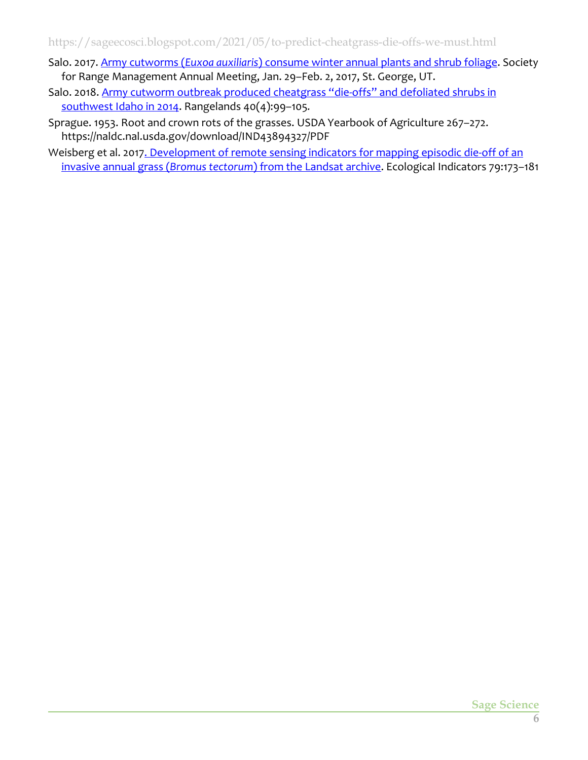Salo. 2017. Army cutworms (*Euxoa auxiliaris*) consume winter annual plants and shrub foliage. Society for Range Management Annual Meeting, Jan. 29–Feb. 2, 2017, St. George, UT.

Salo. 2018. Army cutworm outbreak produced cheatgrass "die-offs" and defoliated shrubs in southwest Idaho in 2014. Rangelands 40(4):99–105.

Sprague. 1953. Root and crown rots of the grasses. USDA Yearbook of Agriculture 267–272. https://naldc.nal.usda.gov/download/IND43894327/PDF

Weisberg et al. 2017. Development of remote sensing indicators for mapping episodic die-off of an invasive annual grass (*Bromus tectorum*) from the Landsat archive. Ecological Indicators 79:173–181